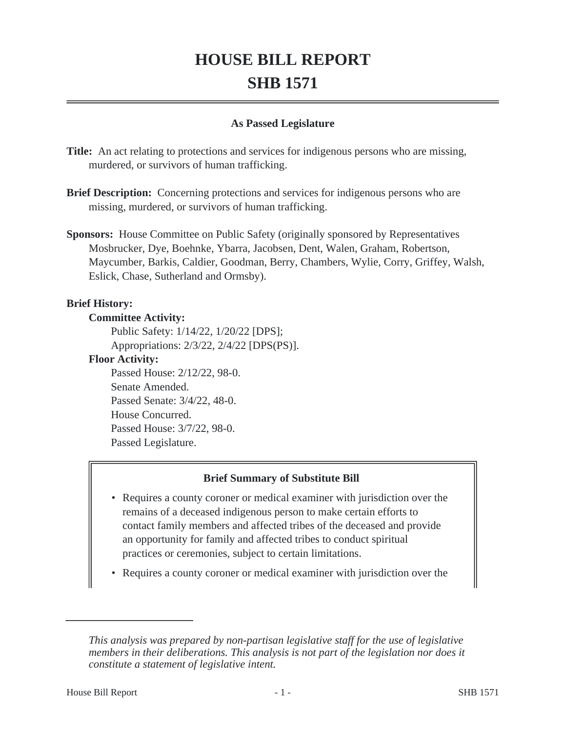# HOUSE BILL REPORT
# SHB 1571

**As Passed Legislature**

**Title:** An act relating to protections and services for indigenous persons who are missing, murdered, or survivors of human trafficking.

**Brief Description:** Concerning protections and services for indigenous persons who are missing, murdered, or survivors of human trafficking.

**Sponsors:** House Committee on Public Safety (originally sponsored by Representatives Mosbrucker, Dye, Boehnke, Ybarra, Jacobsen, Dent, Walen, Graham, Robertson, Maycumber, Barkis, Caldier, Goodman, Berry, Chambers, Wylie, Corry, Griffey, Walsh, Eslick, Chase, Sutherland and Ormsby).

**Brief History:**

**Committee Activity:**

Public Safety: 1/14/22, 1/20/22 [DPS];

Appropriations: 2/3/22, 2/4/22 [DPS(PS)].

**Floor Activity:**

Passed House: 2/12/22, 98-0.

Senate Amended.

Passed Senate: 3/4/22, 48-0.

House Concurred.

Passed House: 3/7/22, 98-0.

Passed Legislature.

**Brief Summary of Substitute Bill**

- Requires a county coroner or medical examiner with jurisdiction over the remains of a deceased indigenous person to make certain efforts to contact family members and affected tribes of the deceased and provide an opportunity for family and affected tribes to conduct spiritual practices or ceremonies, subject to certain limitations.
- Requires a county coroner or medical examiner with jurisdiction over the

*This analysis was prepared by non-partisan legislative staff for the use of legislative members in their deliberations. This analysis is not part of the legislation nor does it constitute a statement of legislative intent.*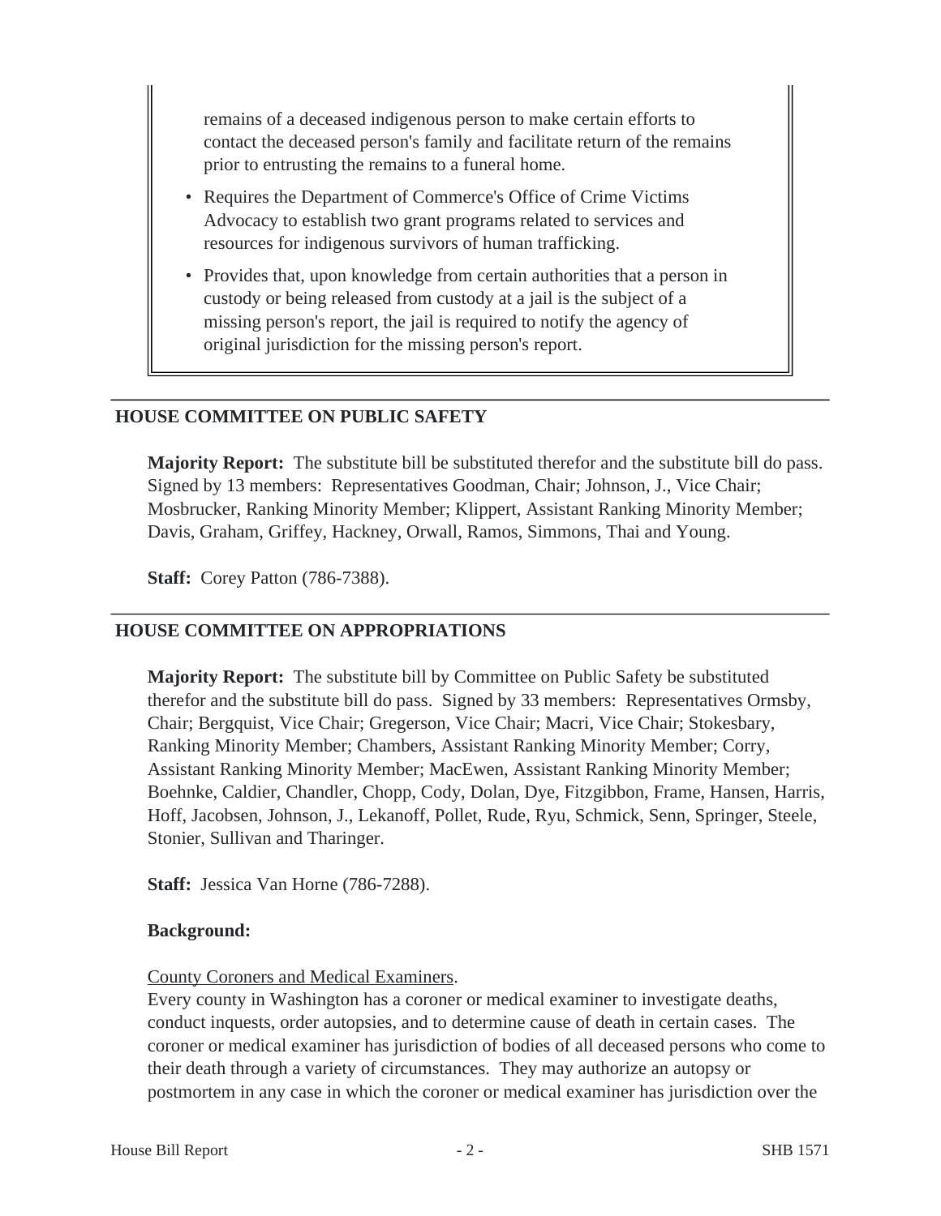remains of a deceased indigenous person to make certain efforts to contact the deceased person's family and facilitate return of the remains prior to entrusting the remains to a funeral home.

- Requires the Department of Commerce's Office of Crime Victims Advocacy to establish two grant programs related to services and resources for indigenous survivors of human trafficking.
- Provides that, upon knowledge from certain authorities that a person in custody or being released from custody at a jail is the subject of a missing person's report, the jail is required to notify the agency of original jurisdiction for the missing person's report.

---

## HOUSE COMMITTEE ON PUBLIC SAFETY

**Majority Report:** The substitute bill be substituted therefor and the substitute bill do pass. Signed by 13 members: Representatives Goodman, Chair; Johnson, J., Vice Chair; Mosbrucker, Ranking Minority Member; Klippert, Assistant Ranking Minority Member; Davis, Graham, Griffey, Hackney, Orwall, Ramos, Simmons, Thai and Young.

**Staff:** Corey Patton (786-7388).

---

## HOUSE COMMITTEE ON APPROPRIATIONS

**Majority Report:** The substitute bill by Committee on Public Safety be substituted therefor and the substitute bill do pass. Signed by 33 members: Representatives Ormsby, Chair; Bergquist, Vice Chair; Gregerson, Vice Chair; Macri, Vice Chair; Stokesbary, Ranking Minority Member; Chambers, Assistant Ranking Minority Member; Corry, Assistant Ranking Minority Member; MacEwen, Assistant Ranking Minority Member; Boehnke, Caldier, Chandler, Chopp, Cody, Dolan, Dye, Fitzgibbon, Frame, Hansen, Harris, Hoff, Jacobsen, Johnson, J., Lekanoff, Pollet, Rude, Ryu, Schmick, Senn, Springer, Steele, Stonier, Sullivan and Tharinger.

**Staff:** Jessica Van Horne (786-7288).

**Background:**

County Coroners and Medical Examiners.

Every county in Washington has a coroner or medical examiner to investigate deaths, conduct inquests, order autopsies, and to determine cause of death in certain cases. The coroner or medical examiner has jurisdiction of bodies of all deceased persons who come to their death through a variety of circumstances. They may authorize an autopsy or postmortem in any case in which the coroner or medical examiner has jurisdiction over the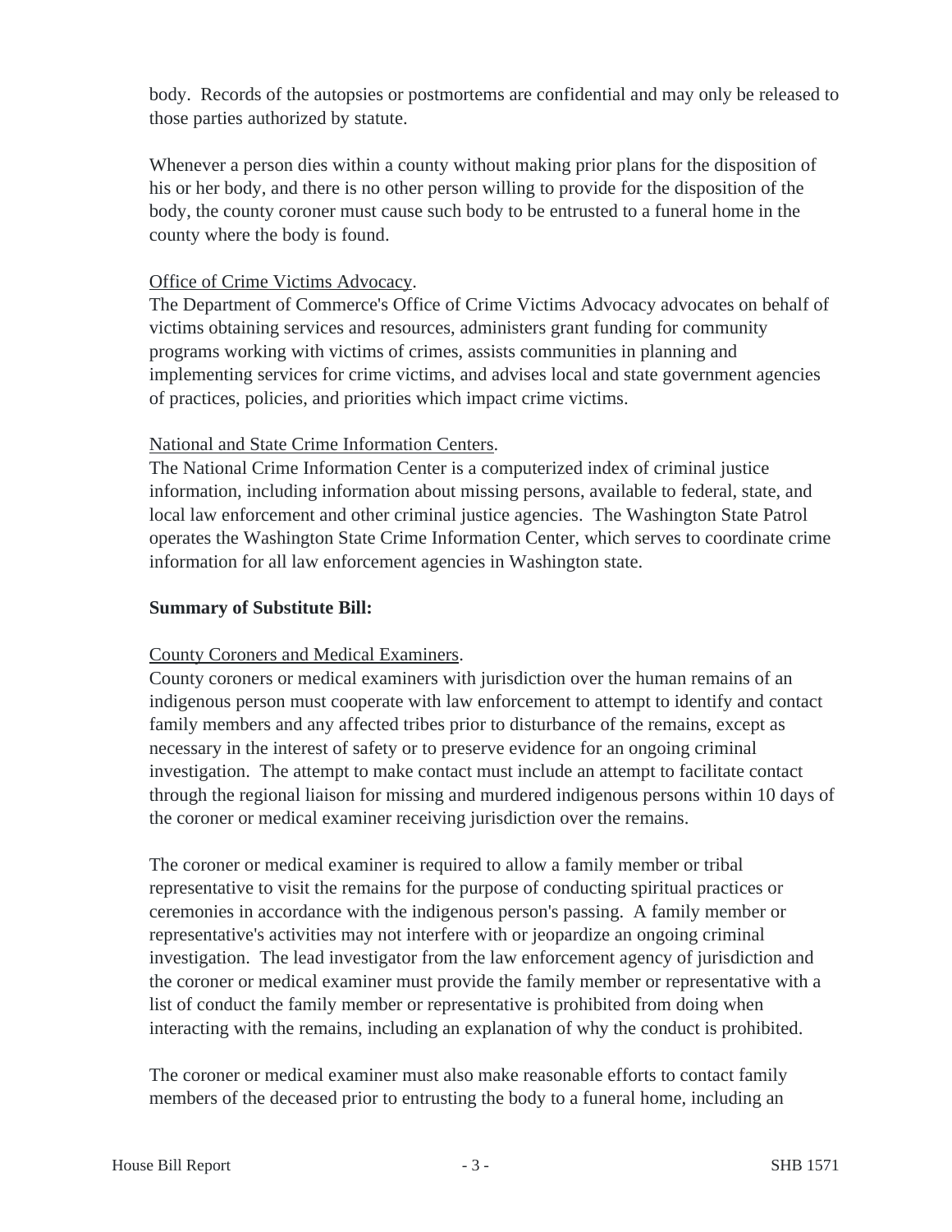body. Records of the autopsies or postmortems are confidential and may only be released to those parties authorized by statute.

Whenever a person dies within a county without making prior plans for the disposition of his or her body, and there is no other person willing to provide for the disposition of the body, the county coroner must cause such body to be entrusted to a funeral home in the county where the body is found.

Office of Crime Victims Advocacy.

The Department of Commerce's Office of Crime Victims Advocacy advocates on behalf of victims obtaining services and resources, administers grant funding for community programs working with victims of crimes, assists communities in planning and implementing services for crime victims, and advises local and state government agencies of practices, policies, and priorities which impact crime victims.

National and State Crime Information Centers.

The National Crime Information Center is a computerized index of criminal justice information, including information about missing persons, available to federal, state, and local law enforcement and other criminal justice agencies. The Washington State Patrol operates the Washington State Crime Information Center, which serves to coordinate crime information for all law enforcement agencies in Washington state.

**Summary of Substitute Bill:**

County Coroners and Medical Examiners.

County coroners or medical examiners with jurisdiction over the human remains of an indigenous person must cooperate with law enforcement to attempt to identify and contact family members and any affected tribes prior to disturbance of the remains, except as necessary in the interest of safety or to preserve evidence for an ongoing criminal investigation. The attempt to make contact must include an attempt to facilitate contact through the regional liaison for missing and murdered indigenous persons within 10 days of the coroner or medical examiner receiving jurisdiction over the remains.

The coroner or medical examiner is required to allow a family member or tribal representative to visit the remains for the purpose of conducting spiritual practices or ceremonies in accordance with the indigenous person's passing. A family member or representative's activities may not interfere with or jeopardize an ongoing criminal investigation. The lead investigator from the law enforcement agency of jurisdiction and the coroner or medical examiner must provide the family member or representative with a list of conduct the family member or representative is prohibited from doing when interacting with the remains, including an explanation of why the conduct is prohibited.

The coroner or medical examiner must also make reasonable efforts to contact family members of the deceased prior to entrusting the body to a funeral home, including an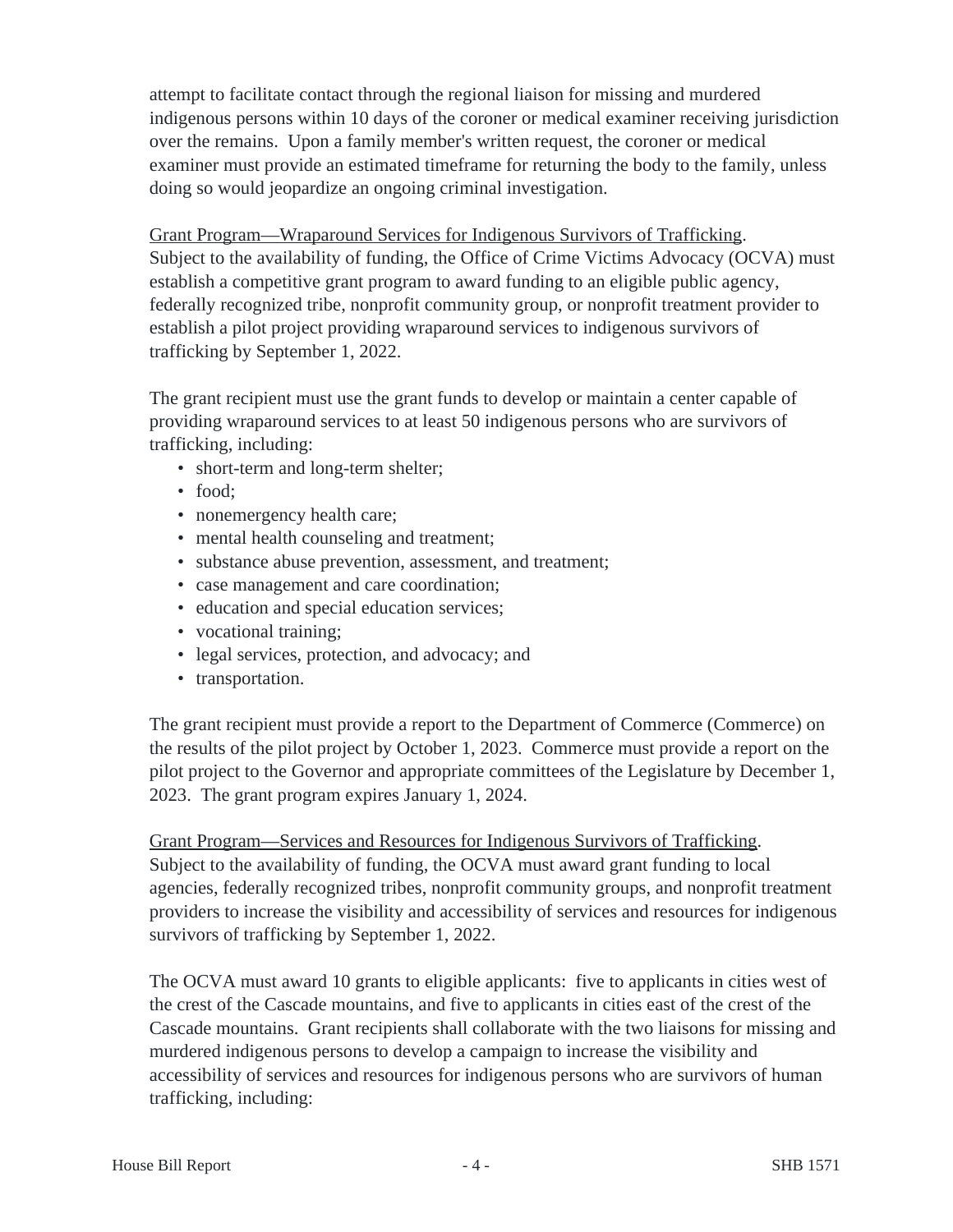attempt to facilitate contact through the regional liaison for missing and murdered indigenous persons within 10 days of the coroner or medical examiner receiving jurisdiction over the remains. Upon a family member's written request, the coroner or medical examiner must provide an estimated timeframe for returning the body to the family, unless doing so would jeopardize an ongoing criminal investigation.

Grant Program—Wraparound Services for Indigenous Survivors of Trafficking. Subject to the availability of funding, the Office of Crime Victims Advocacy (OCVA) must establish a competitive grant program to award funding to an eligible public agency, federally recognized tribe, nonprofit community group, or nonprofit treatment provider to establish a pilot project providing wraparound services to indigenous survivors of trafficking by September 1, 2022.

The grant recipient must use the grant funds to develop or maintain a center capable of providing wraparound services to at least 50 indigenous persons who are survivors of trafficking, including:

- short-term and long-term shelter;
- food;
- nonemergency health care;
- mental health counseling and treatment;
- substance abuse prevention, assessment, and treatment;
- case management and care coordination;
- education and special education services;
- vocational training;
- legal services, protection, and advocacy; and
- transportation.

The grant recipient must provide a report to the Department of Commerce (Commerce) on the results of the pilot project by October 1, 2023. Commerce must provide a report on the pilot project to the Governor and appropriate committees of the Legislature by December 1, 2023. The grant program expires January 1, 2024.

Grant Program—Services and Resources for Indigenous Survivors of Trafficking. Subject to the availability of funding, the OCVA must award grant funding to local agencies, federally recognized tribes, nonprofit community groups, and nonprofit treatment providers to increase the visibility and accessibility of services and resources for indigenous survivors of trafficking by September 1, 2022.

The OCVA must award 10 grants to eligible applicants: five to applicants in cities west of the crest of the Cascade mountains, and five to applicants in cities east of the crest of the Cascade mountains. Grant recipients shall collaborate with the two liaisons for missing and murdered indigenous persons to develop a campaign to increase the visibility and accessibility of services and resources for indigenous persons who are survivors of human trafficking, including: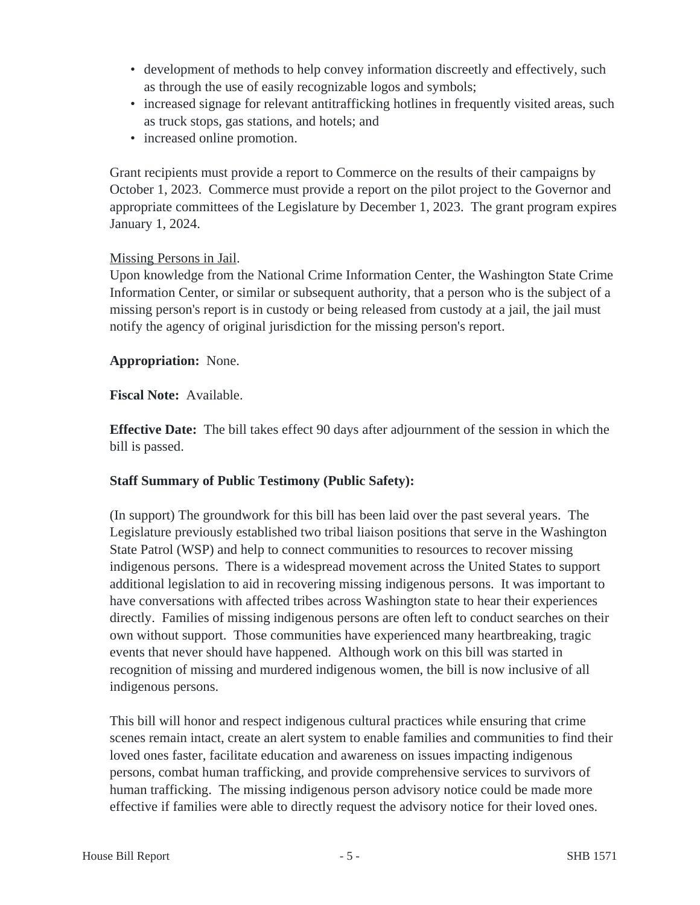- development of methods to help convey information discreetly and effectively, such as through the use of easily recognizable logos and symbols;
- increased signage for relevant antitrafficking hotlines in frequently visited areas, such as truck stops, gas stations, and hotels; and
- increased online promotion.

Grant recipients must provide a report to Commerce on the results of their campaigns by October 1, 2023. Commerce must provide a report on the pilot project to the Governor and appropriate committees of the Legislature by December 1, 2023. The grant program expires January 1, 2024.

Missing Persons in Jail.

Upon knowledge from the National Crime Information Center, the Washington State Crime Information Center, or similar or subsequent authority, that a person who is the subject of a missing person's report is in custody or being released from custody at a jail, the jail must notify the agency of original jurisdiction for the missing person's report.

**Appropriation:** None.

**Fiscal Note:** Available.

**Effective Date:** The bill takes effect 90 days after adjournment of the session in which the bill is passed.

**Staff Summary of Public Testimony (Public Safety):**

(In support) The groundwork for this bill has been laid over the past several years. The Legislature previously established two tribal liaison positions that serve in the Washington State Patrol (WSP) and help to connect communities to resources to recover missing indigenous persons. There is a widespread movement across the United States to support additional legislation to aid in recovering missing indigenous persons. It was important to have conversations with affected tribes across Washington state to hear their experiences directly. Families of missing indigenous persons are often left to conduct searches on their own without support. Those communities have experienced many heartbreaking, tragic events that never should have happened. Although work on this bill was started in recognition of missing and murdered indigenous women, the bill is now inclusive of all indigenous persons.

This bill will honor and respect indigenous cultural practices while ensuring that crime scenes remain intact, create an alert system to enable families and communities to find their loved ones faster, facilitate education and awareness on issues impacting indigenous persons, combat human trafficking, and provide comprehensive services to survivors of human trafficking. The missing indigenous person advisory notice could be made more effective if families were able to directly request the advisory notice for their loved ones.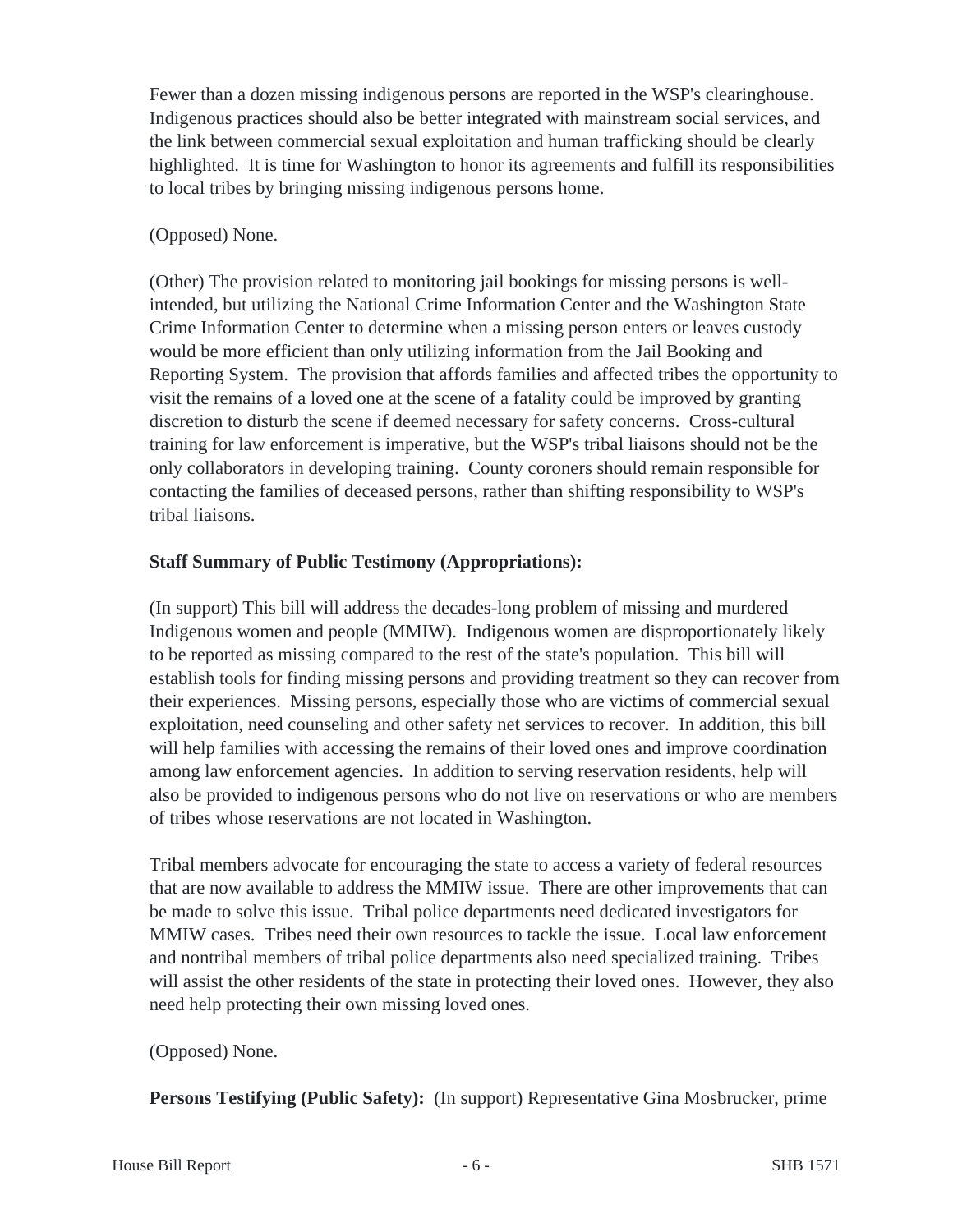Fewer than a dozen missing indigenous persons are reported in the WSP's clearinghouse. Indigenous practices should also be better integrated with mainstream social services, and the link between commercial sexual exploitation and human trafficking should be clearly highlighted. It is time for Washington to honor its agreements and fulfill its responsibilities to local tribes by bringing missing indigenous persons home.

(Opposed) None.

(Other) The provision related to monitoring jail bookings for missing persons is well-intended, but utilizing the National Crime Information Center and the Washington State Crime Information Center to determine when a missing person enters or leaves custody would be more efficient than only utilizing information from the Jail Booking and Reporting System. The provision that affords families and affected tribes the opportunity to visit the remains of a loved one at the scene of a fatality could be improved by granting discretion to disturb the scene if deemed necessary for safety concerns. Cross-cultural training for law enforcement is imperative, but the WSP's tribal liaisons should not be the only collaborators in developing training. County coroners should remain responsible for contacting the families of deceased persons, rather than shifting responsibility to WSP's tribal liaisons.

**Staff Summary of Public Testimony (Appropriations):**

(In support) This bill will address the decades-long problem of missing and murdered Indigenous women and people (MMIW). Indigenous women are disproportionately likely to be reported as missing compared to the rest of the state's population. This bill will establish tools for finding missing persons and providing treatment so they can recover from their experiences. Missing persons, especially those who are victims of commercial sexual exploitation, need counseling and other safety net services to recover. In addition, this bill will help families with accessing the remains of their loved ones and improve coordination among law enforcement agencies. In addition to serving reservation residents, help will also be provided to indigenous persons who do not live on reservations or who are members of tribes whose reservations are not located in Washington.

Tribal members advocate for encouraging the state to access a variety of federal resources that are now available to address the MMIW issue. There are other improvements that can be made to solve this issue. Tribal police departments need dedicated investigators for MMIW cases. Tribes need their own resources to tackle the issue. Local law enforcement and nontribal members of tribal police departments also need specialized training. Tribes will assist the other residents of the state in protecting their loved ones. However, they also need help protecting their own missing loved ones.

(Opposed) None.

**Persons Testifying (Public Safety):** (In support) Representative Gina Mosbrucker, prime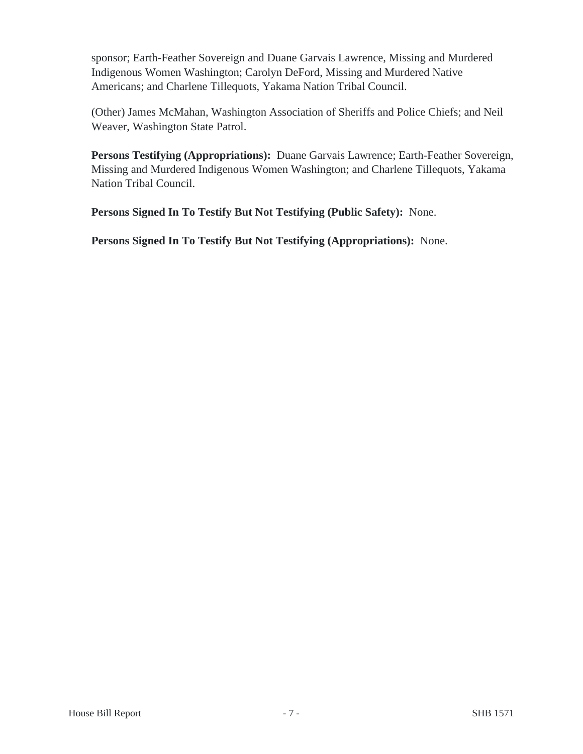sponsor; Earth-Feather Sovereign and Duane Garvais Lawrence, Missing and Murdered Indigenous Women Washington; Carolyn DeFord, Missing and Murdered Native Americans; and Charlene Tillequots, Yakama Nation Tribal Council.

(Other) James McMahan, Washington Association of Sheriffs and Police Chiefs; and Neil Weaver, Washington State Patrol.

**Persons Testifying (Appropriations):** Duane Garvais Lawrence; Earth-Feather Sovereign, Missing and Murdered Indigenous Women Washington; and Charlene Tillequots, Yakama Nation Tribal Council.

**Persons Signed In To Testify But Not Testifying (Public Safety):** None.

**Persons Signed In To Testify But Not Testifying (Appropriations):** None.